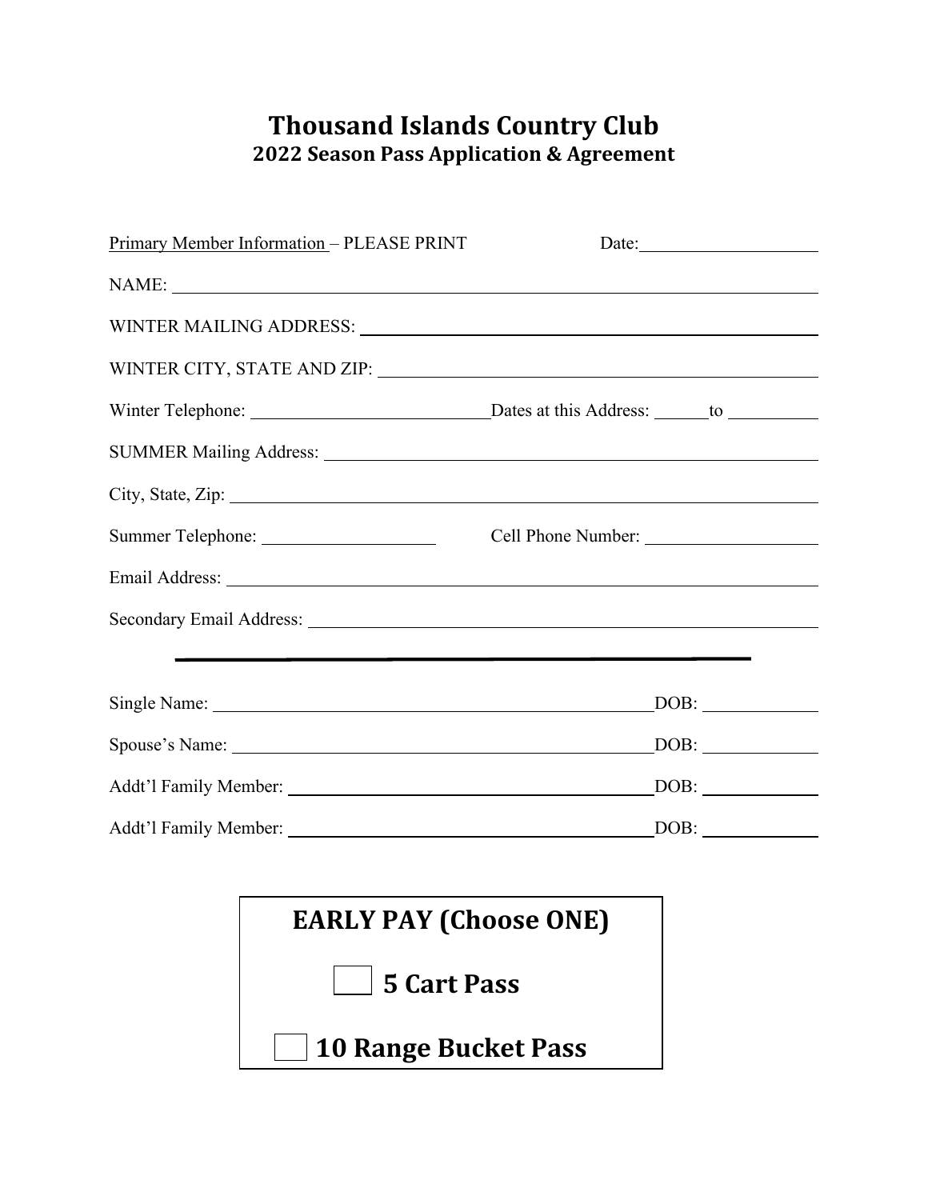# Thousand Islands Country Club

## 2022 Season Pass Application & Agreement

Primary Member Information – PLEASE PRINT Date: ____________________

NAME: ____________________________________________________________

WINTER MAILING ADDRESS: ____________________________________________

WINTER CITY, STATE AND ZIP: __________________________________________

Winter Telephone: __________________________ Dates at this Address: ______ to __________

SUMMER Mailing Address: _____________________________________________

City, State, Zip: ___________________________________________________

Summer Telephone: ____________________ Cell Phone Number: ____________________

Email Address: _____________________________________________________

Secondary Email Address: ______________________________________________

---

Single Name: __________________________________________ DOB: ____________

Spouse's Name: ________________________________________ DOB: ____________

Addt'l Family Member: ___________________________________ DOB: ____________

Addt'l Family Member: ___________________________________ DOB: ____________

**EARLY PAY (Choose ONE)**

☐ **5 Cart Pass**

☐ **10 Range Bucket Pass**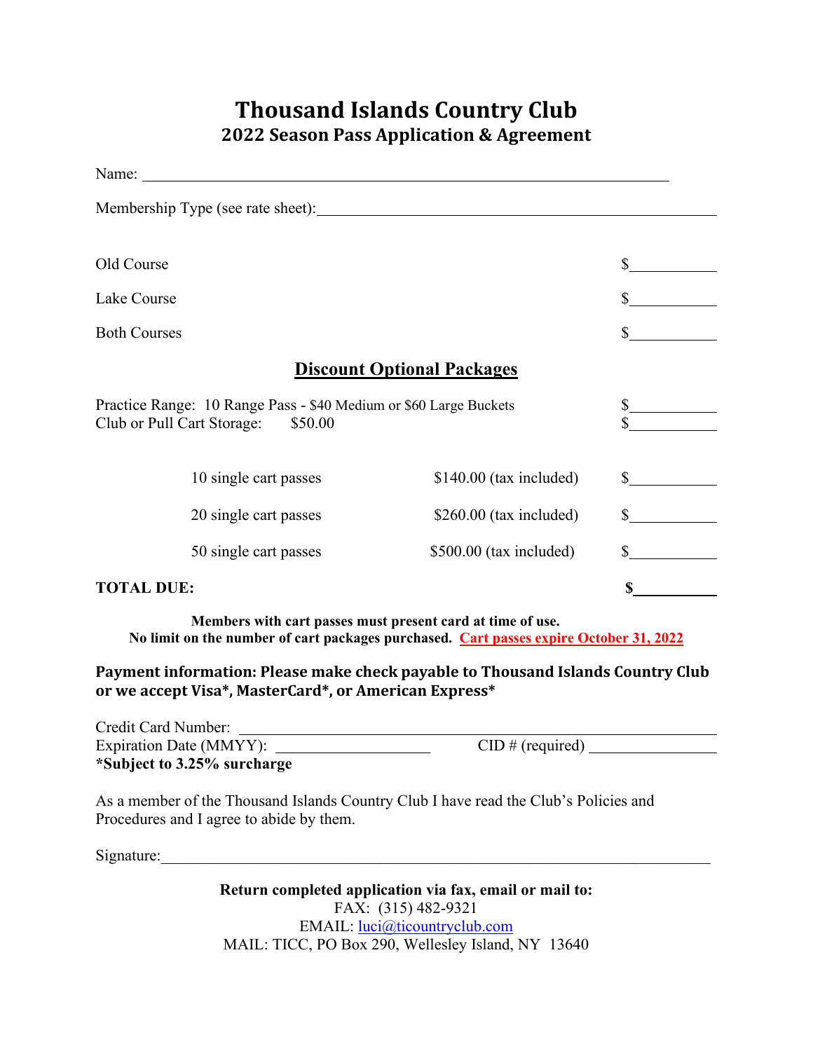# Thousand Islands Country Club

## 2022 Season Pass Application & Agreement

Name: ______________________________________________

Membership Type (see rate sheet): ______________________________________________

| | |
|---|---|
| Old Course | $__________ |
| Lake Course | $__________ |
| Both Courses | $__________ |

### Discount Optional Packages

| | | |
|---|---|---|
| Practice Range: 10 Range Pass - $40 Medium or $60 Large Buckets | | $__________ |
| Club or Pull Cart Storage: $50.00 | | $__________ |
| 10 single cart passes | $140.00 (tax included) | $__________ |
| 20 single cart passes | $260.00 (tax included) | $__________ |
| 50 single cart passes | $500.00 (tax included) | $__________ |
| **TOTAL DUE:** | | **$__________** |

**Members with cart passes must present card at time of use.**
**No limit on the number of cart packages purchased.** **Cart passes expire October 31, 2022**

**Payment information: Please make check payable to Thousand Islands Country Club or we accept Visa*, MasterCard*, or American Express***

Credit Card Number: ______________________________________________
Expiration Date (MMYY): ____________________ CID # (required) ________________
***Subject to 3.25% surcharge**

As a member of the Thousand Islands Country Club I have read the Club's Policies and Procedures and I agree to abide by them.

Signature: ______________________________________________

**Return completed application via fax, email or mail to:**
FAX: (315) 482-9321
EMAIL: luci@ticountryclub.com
MAIL: TICC, PO Box 290, Wellesley Island, NY 13640